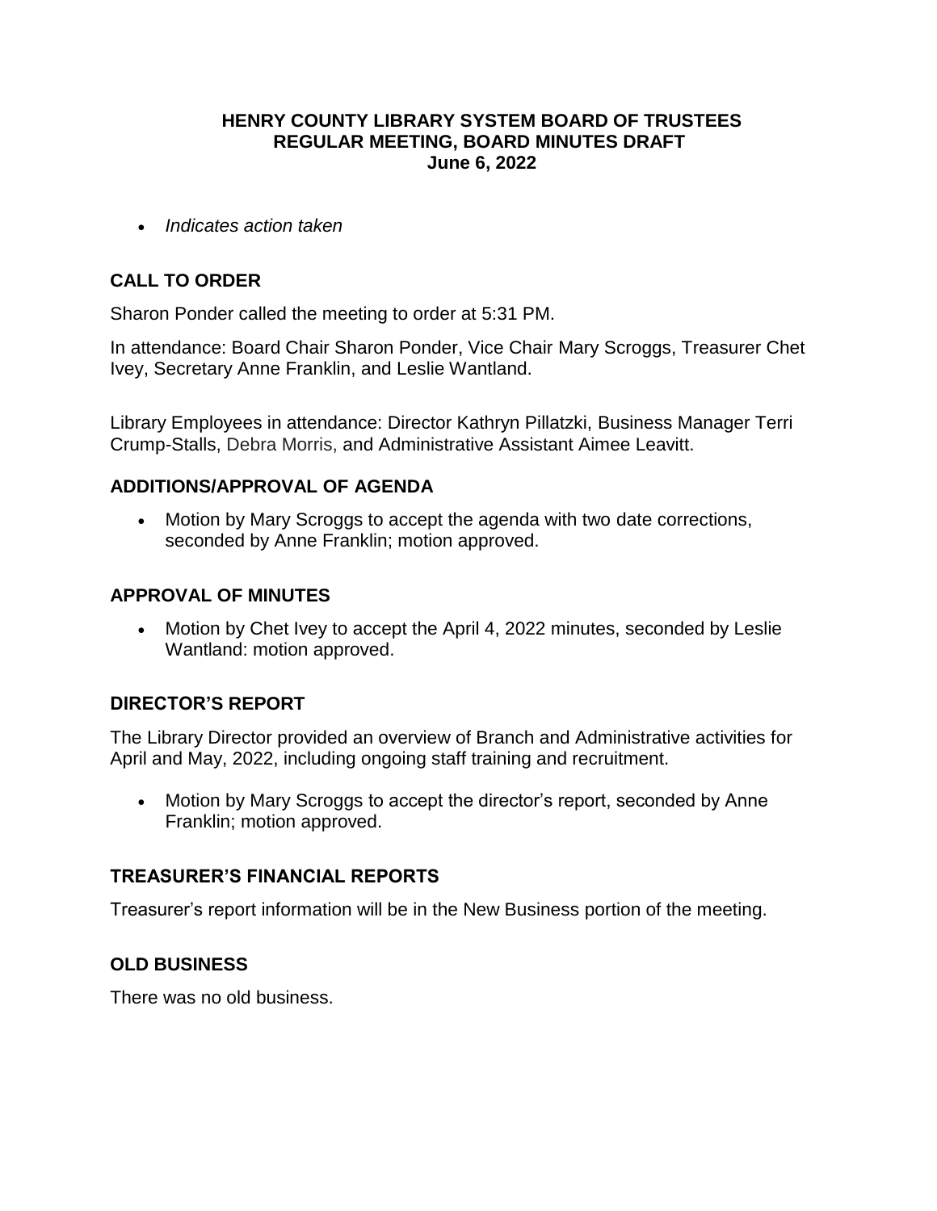# HENRY COUNTY LIBRARY SYSTEM BOARD OF TRUSTEES
## REGULAR MEETING, BOARD MINUTES DRAFT
### June 6, 2022

- *Indicates action taken*

## CALL TO ORDER

Sharon Ponder called the meeting to order at 5:31 PM.

In attendance: Board Chair Sharon Ponder, Vice Chair Mary Scroggs, Treasurer Chet Ivey, Secretary Anne Franklin, and Leslie Wantland.

Library Employees in attendance: Director Kathryn Pillatzki, Business Manager Terri Crump-Stalls, Debra Morris, and Administrative Assistant Aimee Leavitt.

## ADDITIONS/APPROVAL OF AGENDA

- Motion by Mary Scroggs to accept the agenda with two date corrections, seconded by Anne Franklin; motion approved.

## APPROVAL OF MINUTES

- Motion by Chet Ivey to accept the April 4, 2022 minutes, seconded by Leslie Wantland: motion approved.

## DIRECTOR'S REPORT

The Library Director provided an overview of Branch and Administrative activities for April and May, 2022, including ongoing staff training and recruitment.

- Motion by Mary Scroggs to accept the director's report, seconded by Anne Franklin; motion approved.

## TREASURER'S FINANCIAL REPORTS

Treasurer's report information will be in the New Business portion of the meeting.

## OLD BUSINESS

There was no old business.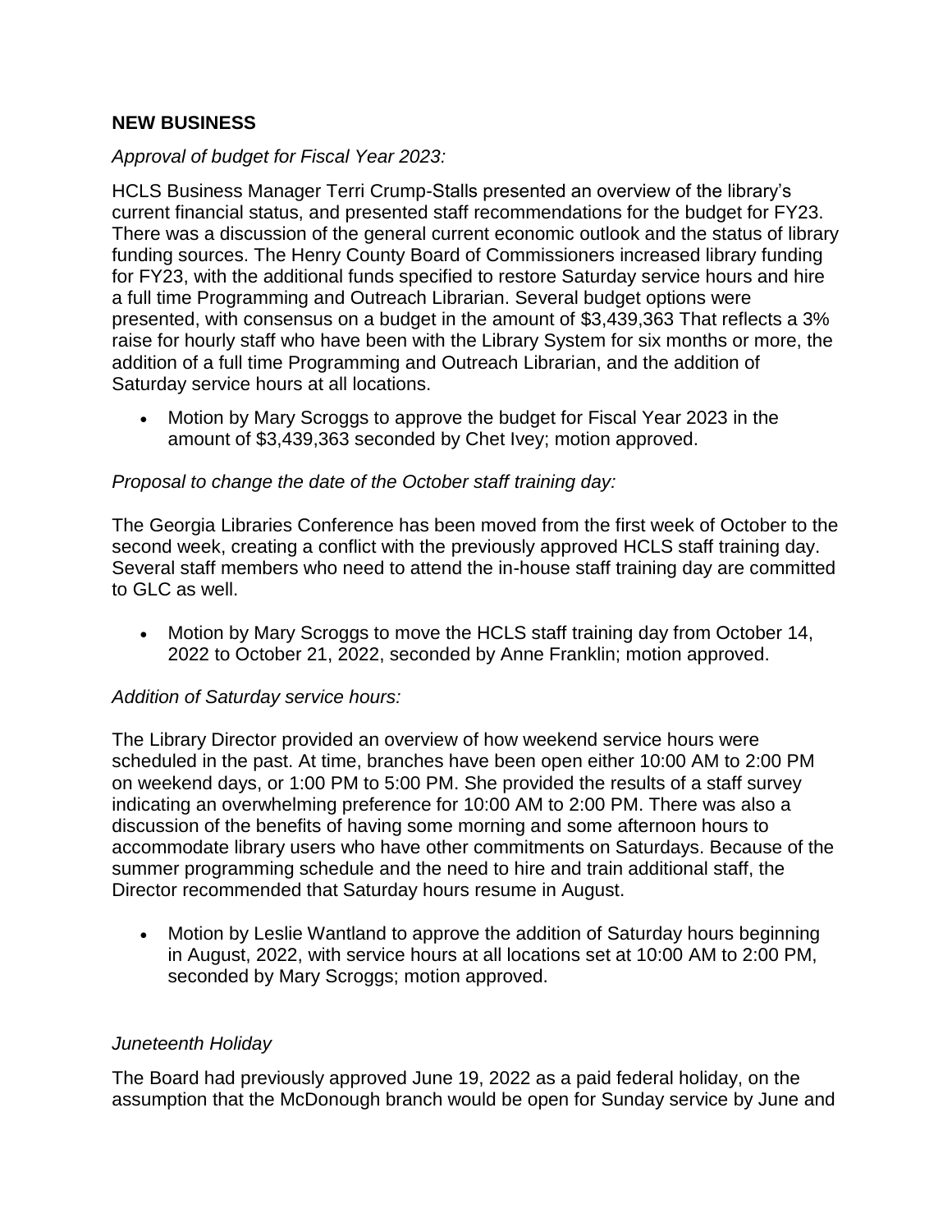## NEW BUSINESS

*Approval of budget for Fiscal Year 2023:*

HCLS Business Manager Terri Crump-Stalls presented an overview of the library's current financial status, and presented staff recommendations for the budget for FY23. There was a discussion of the general current economic outlook and the status of library funding sources. The Henry County Board of Commissioners increased library funding for FY23, with the additional funds specified to restore Saturday service hours and hire a full time Programming and Outreach Librarian. Several budget options were presented, with consensus on a budget in the amount of $3,439,363 That reflects a 3% raise for hourly staff who have been with the Library System for six months or more, the addition of a full time Programming and Outreach Librarian, and the addition of Saturday service hours at all locations.

- Motion by Mary Scroggs to approve the budget for Fiscal Year 2023 in the amount of $3,439,363 seconded by Chet Ivey; motion approved.

*Proposal to change the date of the October staff training day:*

The Georgia Libraries Conference has been moved from the first week of October to the second week, creating a conflict with the previously approved HCLS staff training day. Several staff members who need to attend the in-house staff training day are committed to GLC as well.

- Motion by Mary Scroggs to move the HCLS staff training day from October 14, 2022 to October 21, 2022, seconded by Anne Franklin; motion approved.

*Addition of Saturday service hours:*

The Library Director provided an overview of how weekend service hours were scheduled in the past. At time, branches have been open either 10:00 AM to 2:00 PM on weekend days, or 1:00 PM to 5:00 PM. She provided the results of a staff survey indicating an overwhelming preference for 10:00 AM to 2:00 PM. There was also a discussion of the benefits of having some morning and some afternoon hours to accommodate library users who have other commitments on Saturdays. Because of the summer programming schedule and the need to hire and train additional staff, the Director recommended that Saturday hours resume in August.

- Motion by Leslie Wantland to approve the addition of Saturday hours beginning in August, 2022, with service hours at all locations set at 10:00 AM to 2:00 PM, seconded by Mary Scroggs; motion approved.

*Juneteenth Holiday*

The Board had previously approved June 19, 2022 as a paid federal holiday, on the assumption that the McDonough branch would be open for Sunday service by June and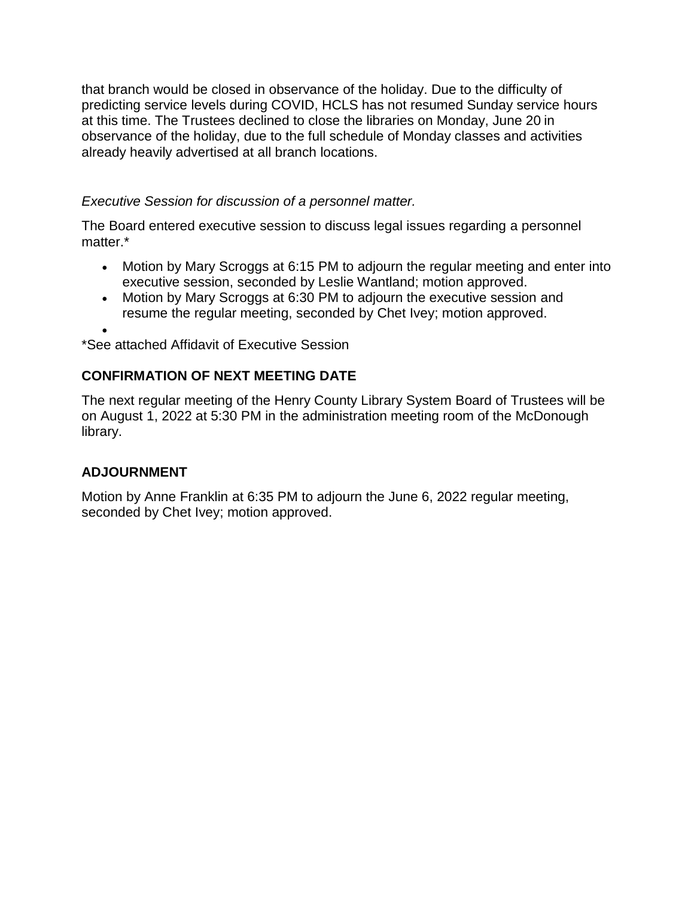that branch would be closed in observance of the holiday. Due to the difficulty of predicting service levels during COVID, HCLS has not resumed Sunday service hours at this time. The Trustees declined to close the libraries on Monday, June 20 in observance of the holiday, due to the full schedule of Monday classes and activities already heavily advertised at all branch locations.

*Executive Session for discussion of a personnel matter.*

The Board entered executive session to discuss legal issues regarding a personnel matter.*

- Motion by Mary Scroggs at 6:15 PM to adjourn the regular meeting and enter into executive session, seconded by Leslie Wantland; motion approved.
- Motion by Mary Scroggs at 6:30 PM to adjourn the executive session and resume the regular meeting, seconded by Chet Ivey; motion approved.
- 

*See attached Affidavit of Executive Session

**CONFIRMATION OF NEXT MEETING DATE**

The next regular meeting of the Henry County Library System Board of Trustees will be on August 1, 2022 at 5:30 PM in the administration meeting room of the McDonough library.

**ADJOURNMENT**

Motion by Anne Franklin at 6:35 PM to adjourn the June 6, 2022 regular meeting, seconded by Chet Ivey; motion approved.